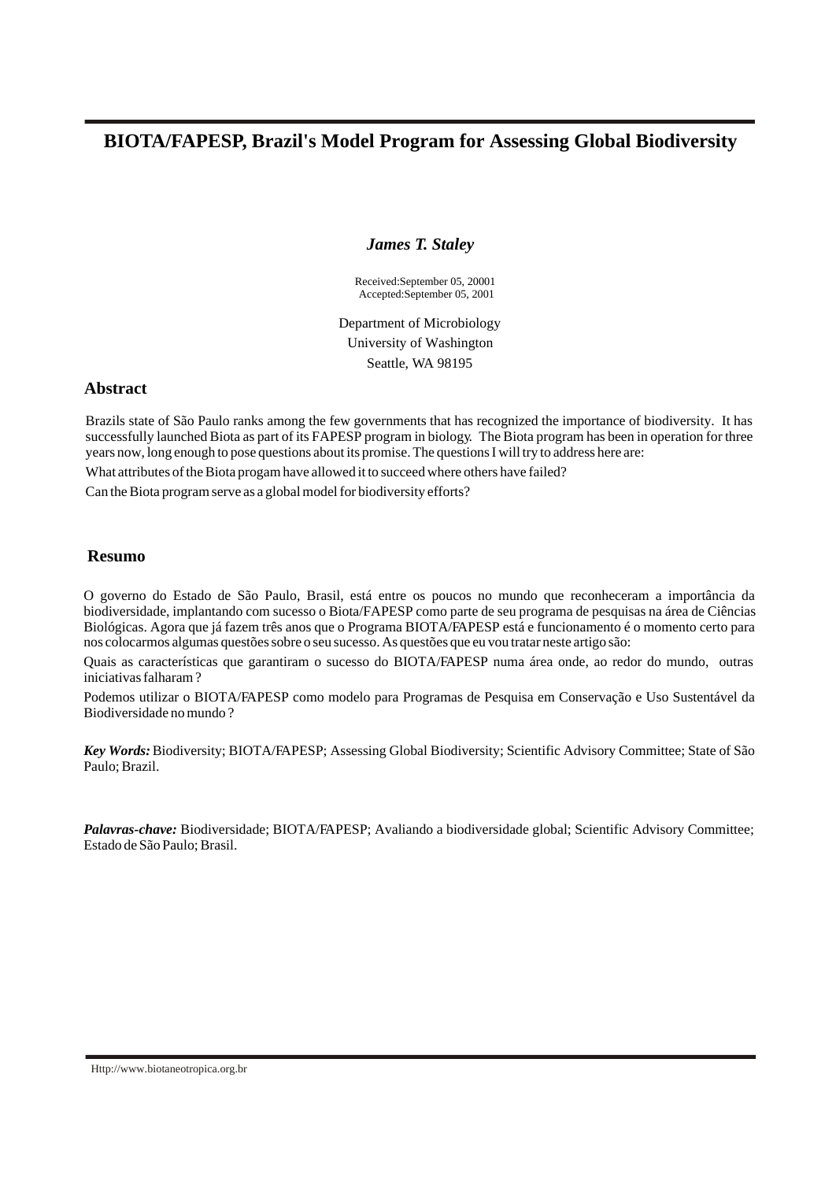# BIOTA/FAPESP, Brazil's Model Program for Assessing Global Biodiversity

***James T. Staley***

Received:September 05, 20001
Accepted:September 05, 2001

Department of Microbiology
University of Washington
Seattle, WA 98195

## Abstract

Brazils state of São Paulo ranks among the few governments that has recognized the importance of biodiversity. It has successfully launched Biota as part of its FAPESP program in biology. The Biota program has been in operation for three years now, long enough to pose questions about its promise. The questions I will try to address here are:

What attributes of the Biota progam have allowed it to succeed where others have failed?

Can the Biota program serve as a global model for biodiversity efforts?

## Resumo

O governo do Estado de São Paulo, Brasil, está entre os poucos no mundo que reconheceram a importância da biodiversidade, implantando com sucesso o Biota/FAPESP como parte de seu programa de pesquisas na área de Ciências Biológicas. Agora que já fazem três anos que o Programa BIOTA/FAPESP está e funcionamento é o momento certo para nos colocarmos algumas questões sobre o seu sucesso. As questões que eu vou tratar neste artigo são:

Quais as características que garantiram o sucesso do BIOTA/FAPESP numa área onde, ao redor do mundo, outras iniciativas falharam ?

Podemos utilizar o BIOTA/FAPESP como modelo para Programas de Pesquisa em Conservação e Uso Sustentável da Biodiversidade no mundo ?

***Key Words:*** Biodiversity; BIOTA/FAPESP; Assessing Global Biodiversity; Scientific Advisory Committee; State of São Paulo; Brazil.

***Palavras-chave:*** Biodiversidade; BIOTA/FAPESP; Avaliando a biodiversidade global; Scientific Advisory Committee; Estado de São Paulo; Brasil.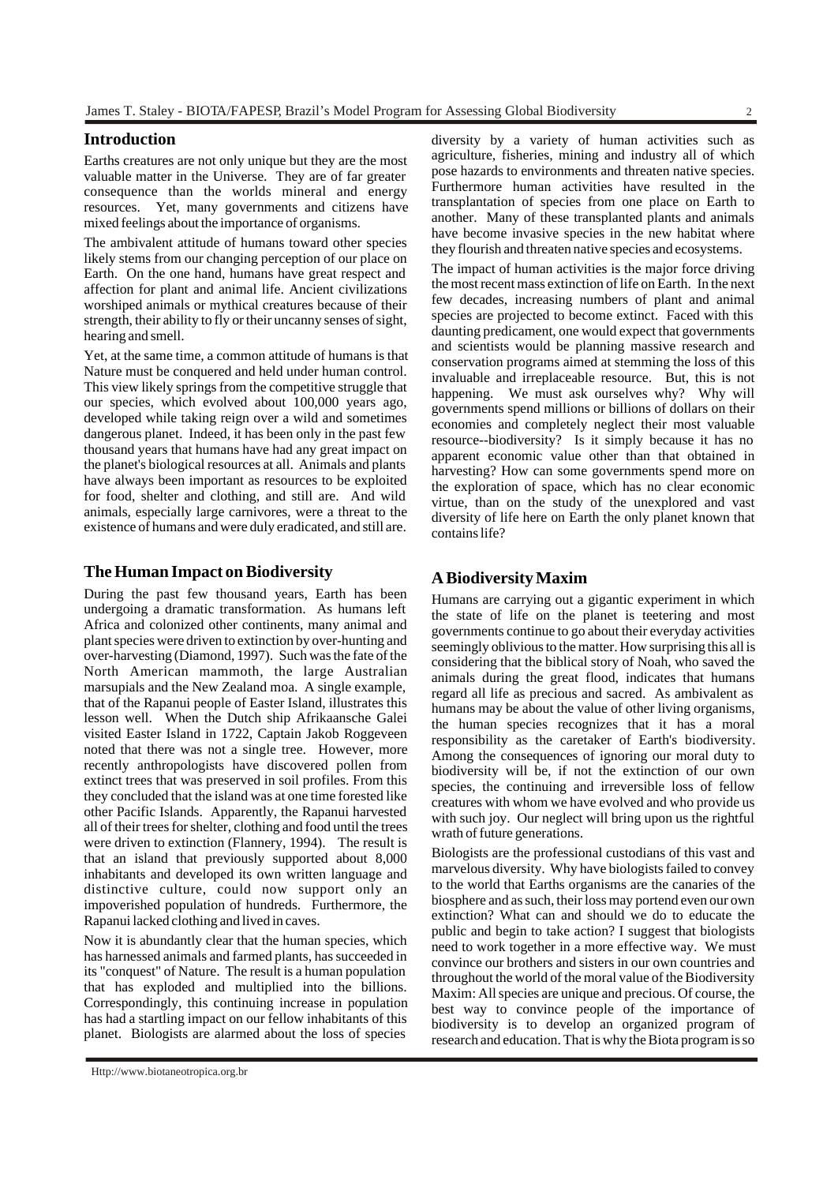## Introduction

Earths creatures are not only unique but they are the most valuable matter in the Universe. They are of far greater consequence than the worlds mineral and energy resources. Yet, many governments and citizens have mixed feelings about the importance of organisms.

The ambivalent attitude of humans toward other species likely stems from our changing perception of our place on Earth. On the one hand, humans have great respect and affection for plant and animal life. Ancient civilizations worshiped animals or mythical creatures because of their strength, their ability to fly or their uncanny senses of sight, hearing and smell.

Yet, at the same time, a common attitude of humans is that Nature must be conquered and held under human control. This view likely springs from the competitive struggle that our species, which evolved about 100,000 years ago, developed while taking reign over a wild and sometimes dangerous planet. Indeed, it has been only in the past few thousand years that humans have had any great impact on the planet's biological resources at all. Animals and plants have always been important as resources to be exploited for food, shelter and clothing, and still are. And wild animals, especially large carnivores, were a threat to the existence of humans and were duly eradicated, and still are.

## The Human Impact on Biodiversity

During the past few thousand years, Earth has been undergoing a dramatic transformation. As humans left Africa and colonized other continents, many animal and plant species were driven to extinction by over-hunting and over-harvesting (Diamond, 1997). Such was the fate of the North American mammoth, the large Australian marsupials and the New Zealand moa. A single example, that of the Rapanui people of Easter Island, illustrates this lesson well. When the Dutch ship Afrikaansche Galei visited Easter Island in 1722, Captain Jakob Roggeveen noted that there was not a single tree. However, more recently anthropologists have discovered pollen from extinct trees that was preserved in soil profiles. From this they concluded that the island was at one time forested like other Pacific Islands. Apparently, the Rapanui harvested all of their trees for shelter, clothing and food until the trees were driven to extinction (Flannery, 1994). The result is that an island that previously supported about 8,000 inhabitants and developed its own written language and distinctive culture, could now support only an impoverished population of hundreds. Furthermore, the Rapanui lacked clothing and lived in caves.

Now it is abundantly clear that the human species, which has harnessed animals and farmed plants, has succeeded in its "conquest" of Nature. The result is a human population that has exploded and multiplied into the billions. Correspondingly, this continuing increase in population has had a startling impact on our fellow inhabitants of this planet. Biologists are alarmed about the loss of species diversity by a variety of human activities such as agriculture, fisheries, mining and industry all of which pose hazards to environments and threaten native species. Furthermore human activities have resulted in the transplantation of species from one place on Earth to another. Many of these transplanted plants and animals have become invasive species in the new habitat where they flourish and threaten native species and ecosystems.

The impact of human activities is the major force driving the most recent mass extinction of life on Earth. In the next few decades, increasing numbers of plant and animal species are projected to become extinct. Faced with this daunting predicament, one would expect that governments and scientists would be planning massive research and conservation programs aimed at stemming the loss of this invaluable and irreplaceable resource. But, this is not happening. We must ask ourselves why? Why will governments spend millions or billions of dollars on their economies and completely neglect their most valuable resource--biodiversity? Is it simply because it has no apparent economic value other than that obtained in harvesting? How can some governments spend more on the exploration of space, which has no clear economic virtue, than on the study of the unexplored and vast diversity of life here on Earth the only planet known that contains life?

## A Biodiversity Maxim

Humans are carrying out a gigantic experiment in which the state of life on the planet is teetering and most governments continue to go about their everyday activities seemingly oblivious to the matter. How surprising this all is considering that the biblical story of Noah, who saved the animals during the great flood, indicates that humans regard all life as precious and sacred. As ambivalent as humans may be about the value of other living organisms, the human species recognizes that it has a moral responsibility as the caretaker of Earth's biodiversity. Among the consequences of ignoring our moral duty to biodiversity will be, if not the extinction of our own species, the continuing and irreversible loss of fellow creatures with whom we have evolved and who provide us with such joy. Our neglect will bring upon us the rightful wrath of future generations.

Biologists are the professional custodians of this vast and marvelous diversity. Why have biologists failed to convey to the world that Earths organisms are the canaries of the biosphere and as such, their loss may portend even our own extinction? What can and should we do to educate the public and begin to take action? I suggest that biologists need to work together in a more effective way. We must convince our brothers and sisters in our own countries and throughout the world of the moral value of the Biodiversity Maxim: All species are unique and precious. Of course, the best way to convince people of the importance of biodiversity is to develop an organized program of research and education. That is why the Biota program is so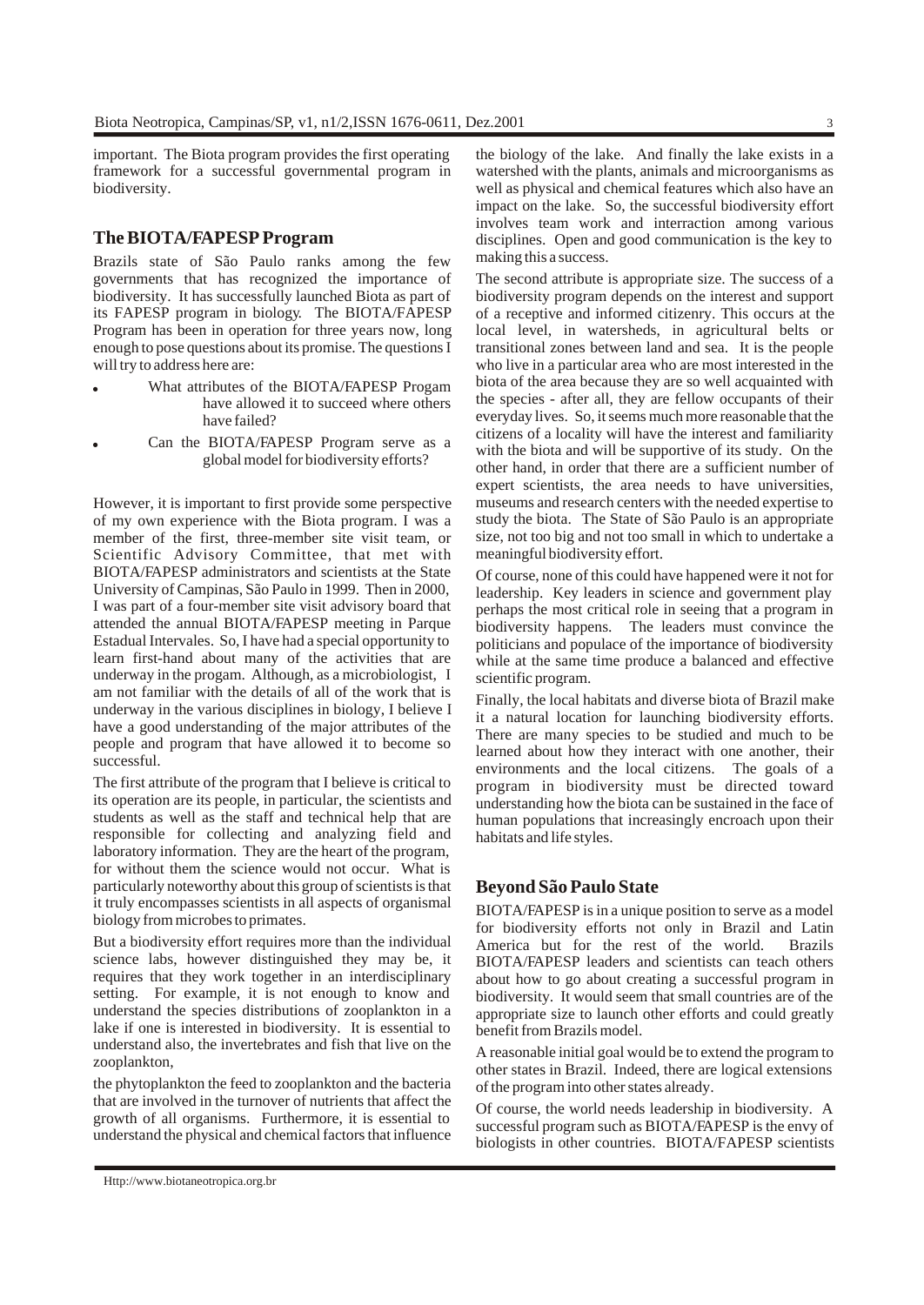important. The Biota program provides the first operating framework for a successful governmental program in biodiversity.

## The BIOTA/FAPESP Program

Brazils state of São Paulo ranks among the few governments that has recognized the importance of biodiversity. It has successfully launched Biota as part of its FAPESP program in biology. The BIOTA/FAPESP Program has been in operation for three years now, long enough to pose questions about its promise. The questions I will try to address here are:

- What attributes of the BIOTA/FAPESP Progam have allowed it to succeed where others have failed?
- Can the BIOTA/FAPESP Program serve as a global model for biodiversity efforts?

However, it is important to first provide some perspective of my own experience with the Biota program. I was a member of the first, three-member site visit team, or Scientific Advisory Committee, that met with BIOTA/FAPESP administrators and scientists at the State University of Campinas, São Paulo in 1999. Then in 2000, I was part of a four-member site visit advisory board that attended the annual BIOTA/FAPESP meeting in Parque Estadual Intervales. So, I have had a special opportunity to learn first-hand about many of the activities that are underway in the progam. Although, as a microbiologist, I am not familiar with the details of all of the work that is underway in the various disciplines in biology, I believe I have a good understanding of the major attributes of the people and program that have allowed it to become so successful.

The first attribute of the program that I believe is critical to its operation are its people, in particular, the scientists and students as well as the staff and technical help that are responsible for collecting and analyzing field and laboratory information. They are the heart of the program, for without them the science would not occur. What is particularly noteworthy about this group of scientists is that it truly encompasses scientists in all aspects of organismal biology from microbes to primates.

But a biodiversity effort requires more than the individual science labs, however distinguished they may be, it requires that they work together in an interdisciplinary setting. For example, it is not enough to know and understand the species distributions of zooplankton in a lake if one is interested in biodiversity. It is essential to understand also, the invertebrates and fish that live on the zooplankton, the phytoplankton the feed to zooplankton and the bacteria that are involved in the turnover of nutrients that affect the growth of all organisms. Furthermore, it is essential to understand the physical and chemical factors that influence the biology of the lake. And finally the lake exists in a watershed with the plants, animals and microorganisms as well as physical and chemical features which also have an impact on the lake. So, the successful biodiversity effort involves team work and interraction among various disciplines. Open and good communication is the key to making this a success.

The second attribute is appropriate size. The success of a biodiversity program depends on the interest and support of a receptive and informed citizenry. This occurs at the local level, in watersheds, in agricultural belts or transitional zones between land and sea. It is the people who live in a particular area who are most interested in the biota of the area because they are so well acquainted with the species - after all, they are fellow occupants of their everyday lives. So, it seems much more reasonable that the citizens of a locality will have the interest and familiarity with the biota and will be supportive of its study. On the other hand, in order that there are a sufficient number of expert scientists, the area needs to have universities, museums and research centers with the needed expertise to study the biota. The State of São Paulo is an appropriate size, not too big and not too small in which to undertake a meaningful biodiversity effort.

Of course, none of this could have happened were it not for leadership. Key leaders in science and government play perhaps the most critical role in seeing that a program in biodiversity happens. The leaders must convince the politicians and populace of the importance of biodiversity while at the same time produce a balanced and effective scientific program.

Finally, the local habitats and diverse biota of Brazil make it a natural location for launching biodiversity efforts. There are many species to be studied and much to be learned about how they interact with one another, their environments and the local citizens. The goals of a program in biodiversity must be directed toward understanding how the biota can be sustained in the face of human populations that increasingly encroach upon their habitats and life styles.

## Beyond São Paulo State

BIOTA/FAPESP is in a unique position to serve as a model for biodiversity efforts not only in Brazil and Latin America but for the rest of the world. Brazils BIOTA/FAPESP leaders and scientists can teach others about how to go about creating a successful program in biodiversity. It would seem that small countries are of the appropriate size to launch other efforts and could greatly benefit from Brazils model.

A reasonable initial goal would be to extend the program to other states in Brazil. Indeed, there are logical extensions of the program into other states already.

Of course, the world needs leadership in biodiversity. A successful program such as BIOTA/FAPESP is the envy of biologists in other countries. BIOTA/FAPESP scientists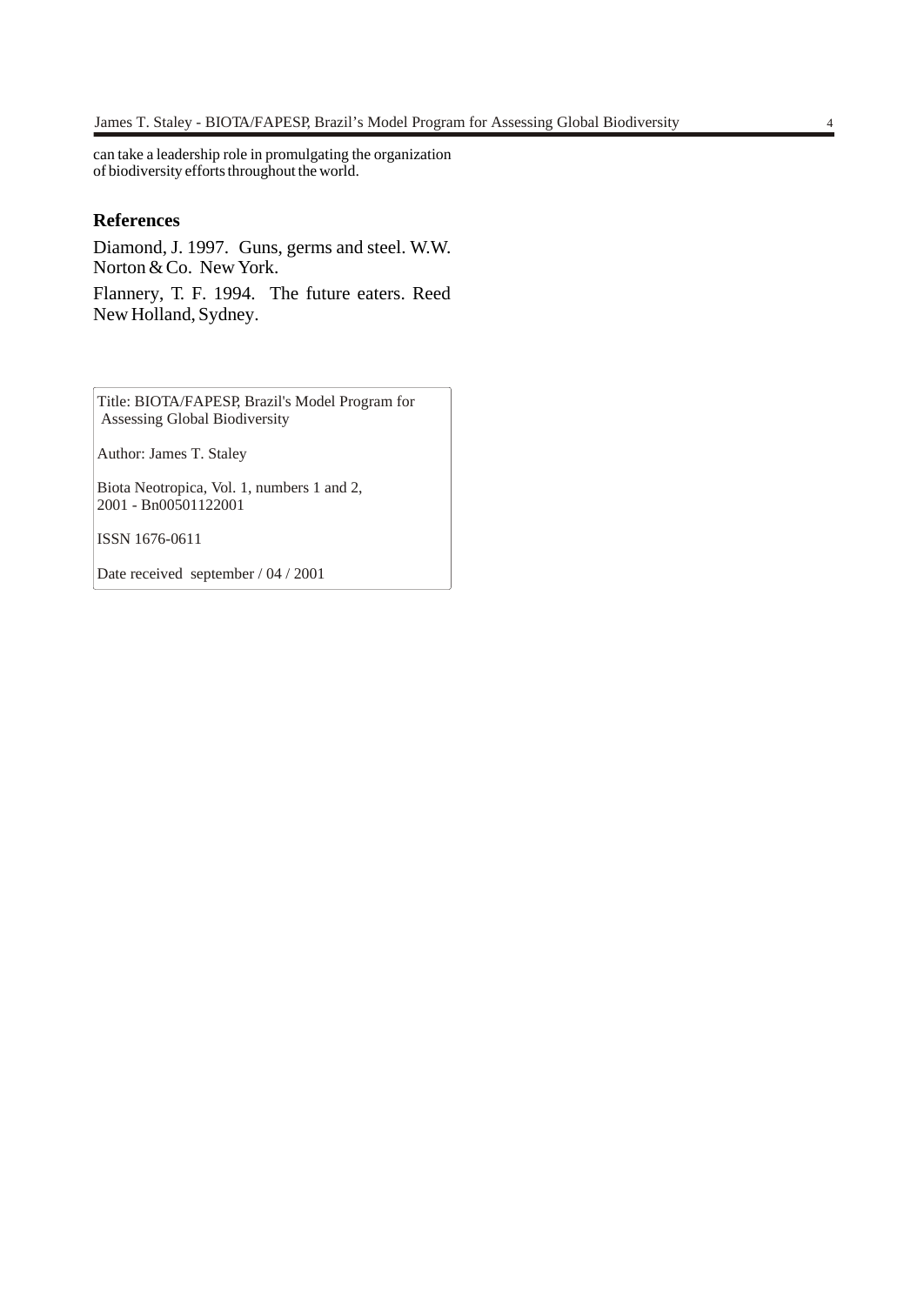can take a leadership role in promulgating the organization of biodiversity efforts throughout the world.

## References

Diamond, J. 1997. Guns, germs and steel. W.W. Norton & Co. New York.

Flannery, T. F. 1994. The future eaters. Reed New Holland, Sydney.

Title: BIOTA/FAPESP, Brazil's Model Program for Assessing Global Biodiversity

Author: James T. Staley

Biota Neotropica, Vol. 1, numbers 1 and 2, 2001 - Bn00501122001

ISSN 1676-0611

Date received september / 04 / 2001